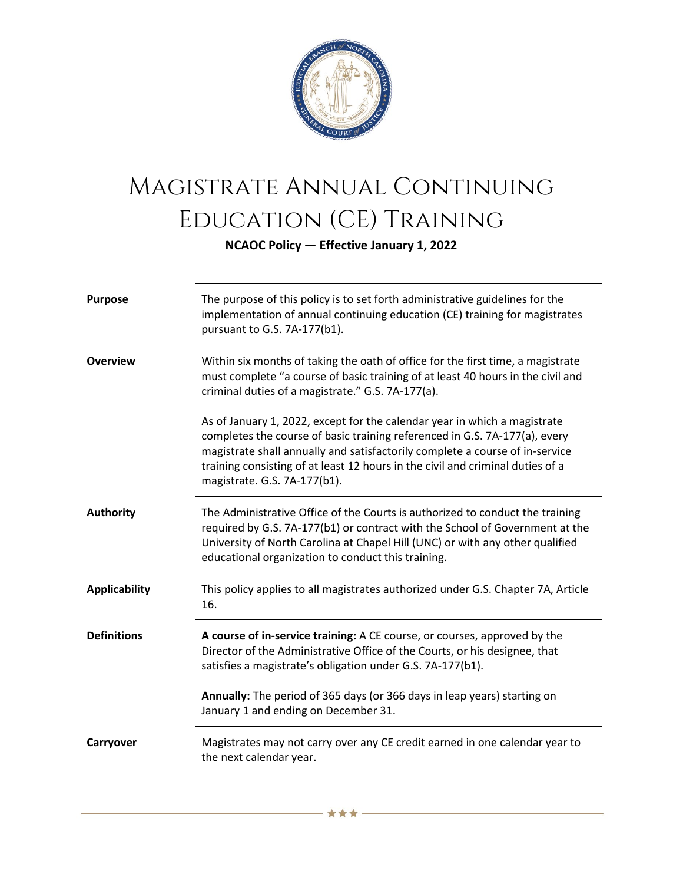# Magistrate Annual Continuing Education (CE) Training

**NCAOC Policy — Effective January 1, 2022**

| | |
|---|---|
| **Purpose** | The purpose of this policy is to set forth administrative guidelines for the implementation of annual continuing education (CE) training for magistrates pursuant to G.S. 7A-177(b1). |
| **Overview** | Within six months of taking the oath of office for the first time, a magistrate must complete "a course of basic training of at least 40 hours in the civil and criminal duties of a magistrate." G.S. 7A-177(a).<br><br>As of January 1, 2022, except for the calendar year in which a magistrate completes the course of basic training referenced in G.S. 7A-177(a), every magistrate shall annually and satisfactorily complete a course of in-service training consisting of at least 12 hours in the civil and criminal duties of a magistrate. G.S. 7A-177(b1). |
| **Authority** | The Administrative Office of the Courts is authorized to conduct the training required by G.S. 7A-177(b1) or contract with the School of Government at the University of North Carolina at Chapel Hill (UNC) or with any other qualified educational organization to conduct this training. |
| **Applicability** | This policy applies to all magistrates authorized under G.S. Chapter 7A, Article 16. |
| **Definitions** | **A course of in-service training:** A CE course, or courses, approved by the Director of the Administrative Office of the Courts, or his designee, that satisfies a magistrate's obligation under G.S. 7A-177(b1).<br><br>**Annually:** The period of 365 days (or 366 days in leap years) starting on January 1 and ending on December 31. |
| **Carryover** | Magistrates may not carry over any CE credit earned in one calendar year to the next calendar year. |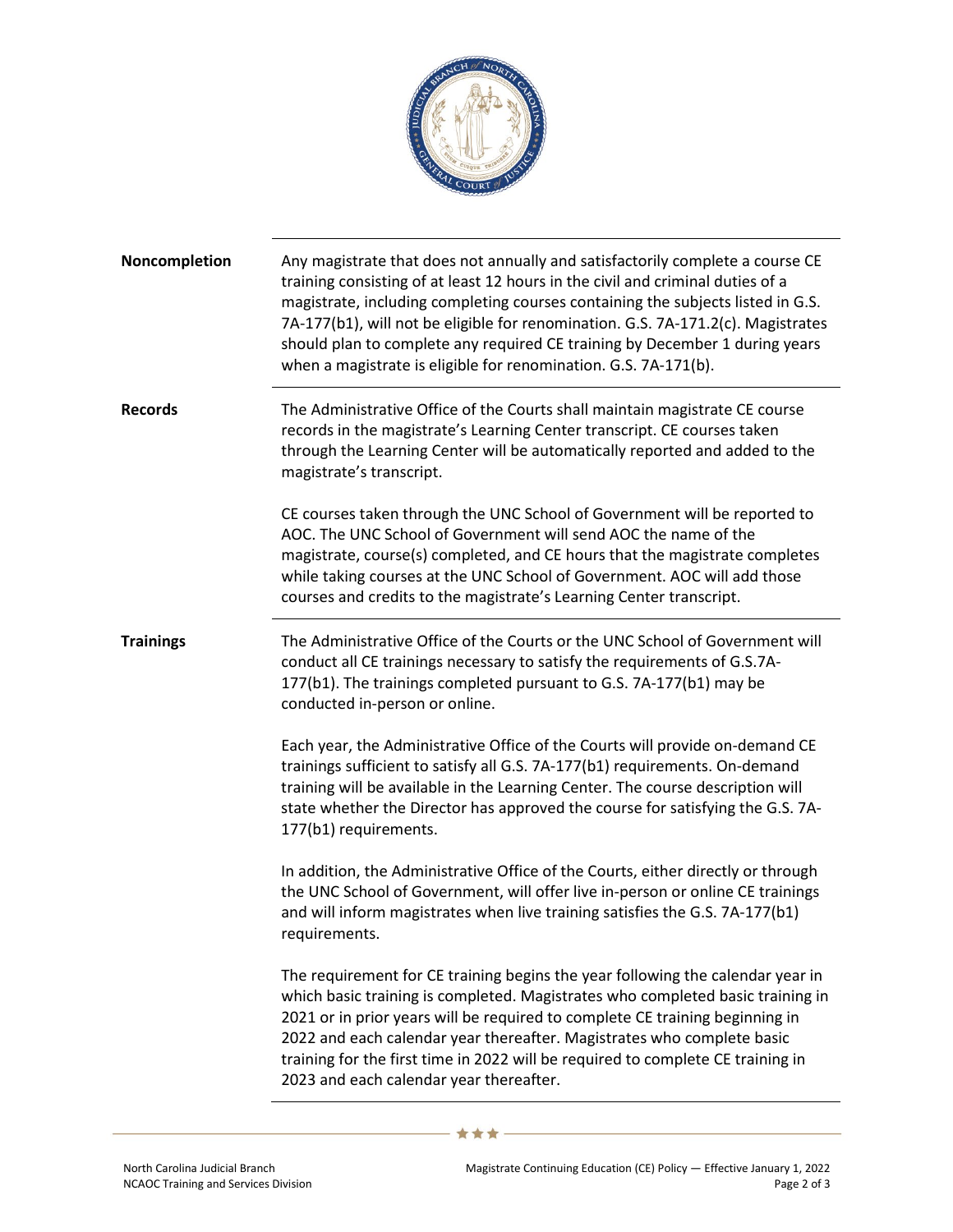| | |
|---|---|
| **Noncompletion** | Any magistrate that does not annually and satisfactorily complete a course CE training consisting of at least 12 hours in the civil and criminal duties of a magistrate, including completing courses containing the subjects listed in G.S. 7A-177(b1), will not be eligible for renomination. G.S. 7A-171.2(c). Magistrates should plan to complete any required CE training by December 1 during years when a magistrate is eligible for renomination. G.S. 7A-171(b). |
| **Records** | The Administrative Office of the Courts shall maintain magistrate CE course records in the magistrate's Learning Center transcript. CE courses taken through the Learning Center will be automatically reported and added to the magistrate's transcript.<br><br>CE courses taken through the UNC School of Government will be reported to AOC. The UNC School of Government will send AOC the name of the magistrate, course(s) completed, and CE hours that the magistrate completes while taking courses at the UNC School of Government. AOC will add those courses and credits to the magistrate's Learning Center transcript. |
| **Trainings** | The Administrative Office of the Courts or the UNC School of Government will conduct all CE trainings necessary to satisfy the requirements of G.S.7A-177(b1). The trainings completed pursuant to G.S. 7A-177(b1) may be conducted in-person or online.<br><br>Each year, the Administrative Office of the Courts will provide on-demand CE trainings sufficient to satisfy all G.S. 7A-177(b1) requirements. On-demand training will be available in the Learning Center. The course description will state whether the Director has approved the course for satisfying the G.S. 7A-177(b1) requirements.<br><br>In addition, the Administrative Office of the Courts, either directly or through the UNC School of Government, will offer live in-person or online CE trainings and will inform magistrates when live training satisfies the G.S. 7A-177(b1) requirements.<br><br>The requirement for CE training begins the year following the calendar year in which basic training is completed. Magistrates who completed basic training in 2021 or in prior years will be required to complete CE training beginning in 2022 and each calendar year thereafter. Magistrates who complete basic training for the first time in 2022 will be required to complete CE training in 2023 and each calendar year thereafter. |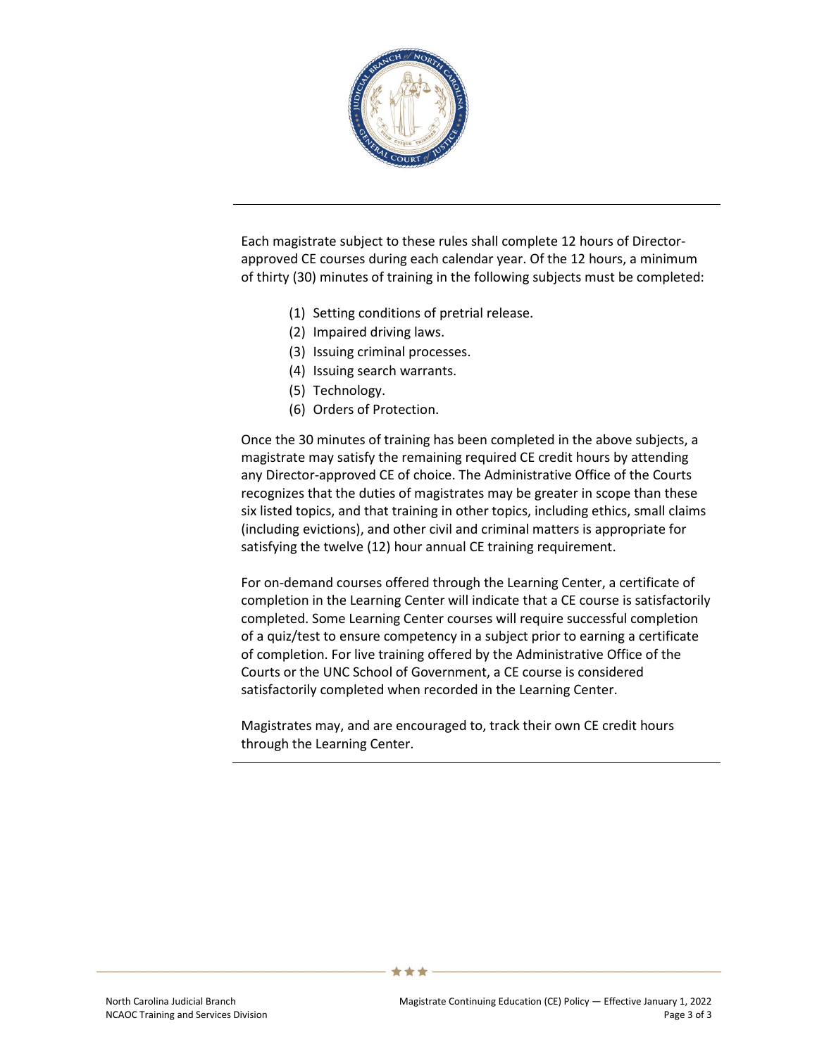Each magistrate subject to these rules shall complete 12 hours of Director-approved CE courses during each calendar year. Of the 12 hours, a minimum of thirty (30) minutes of training in the following subjects must be completed:

(1) Setting conditions of pretrial release.
(2) Impaired driving laws.
(3) Issuing criminal processes.
(4) Issuing search warrants.
(5) Technology.
(6) Orders of Protection.

Once the 30 minutes of training has been completed in the above subjects, a magistrate may satisfy the remaining required CE credit hours by attending any Director-approved CE of choice. The Administrative Office of the Courts recognizes that the duties of magistrates may be greater in scope than these six listed topics, and that training in other topics, including ethics, small claims (including evictions), and other civil and criminal matters is appropriate for satisfying the twelve (12) hour annual CE training requirement.

For on-demand courses offered through the Learning Center, a certificate of completion in the Learning Center will indicate that a CE course is satisfactorily completed. Some Learning Center courses will require successful completion of a quiz/test to ensure competency in a subject prior to earning a certificate of completion. For live training offered by the Administrative Office of the Courts or the UNC School of Government, a CE course is considered satisfactorily completed when recorded in the Learning Center.

Magistrates may, and are encouraged to, track their own CE credit hours through the Learning Center.